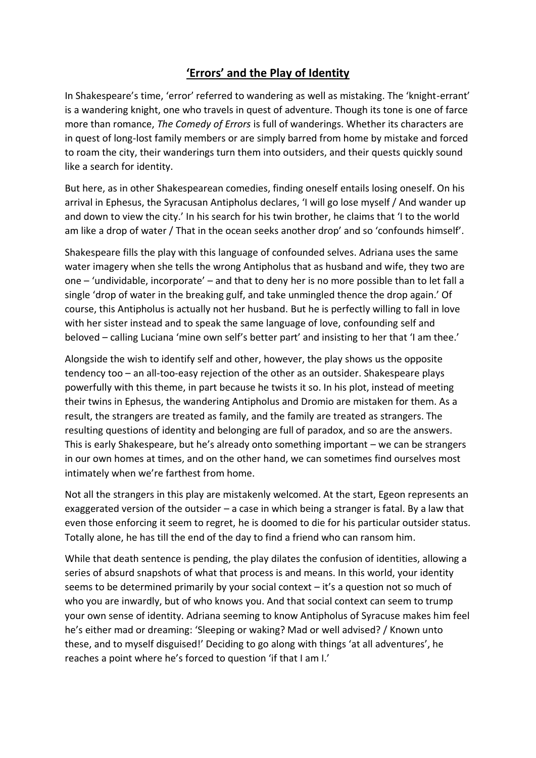# 'Errors' and the Play of Identity

In Shakespeare's time, 'error' referred to wandering as well as mistaking. The 'knight-errant' is a wandering knight, one who travels in quest of adventure. Though its tone is one of farce more than romance, *The Comedy of Errors* is full of wanderings. Whether its characters are in quest of long-lost family members or are simply barred from home by mistake and forced to roam the city, their wanderings turn them into outsiders, and their quests quickly sound like a search for identity.

But here, as in other Shakespearean comedies, finding oneself entails losing oneself. On his arrival in Ephesus, the Syracusan Antipholus declares, 'I will go lose myself / And wander up and down to view the city.' In his search for his twin brother, he claims that 'I to the world am like a drop of water / That in the ocean seeks another drop' and so 'confounds himself'.

Shakespeare fills the play with this language of confounded selves. Adriana uses the same water imagery when she tells the wrong Antipholus that as husband and wife, they two are one – 'undividable, incorporate' – and that to deny her is no more possible than to let fall a single 'drop of water in the breaking gulf, and take unmingled thence the drop again.' Of course, this Antipholus is actually not her husband. But he is perfectly willing to fall in love with her sister instead and to speak the same language of love, confounding self and beloved – calling Luciana 'mine own self's better part' and insisting to her that 'I am thee.'

Alongside the wish to identify self and other, however, the play shows us the opposite tendency too – an all-too-easy rejection of the other as an outsider. Shakespeare plays powerfully with this theme, in part because he twists it so. In his plot, instead of meeting their twins in Ephesus, the wandering Antipholus and Dromio are mistaken for them. As a result, the strangers are treated as family, and the family are treated as strangers. The resulting questions of identity and belonging are full of paradox, and so are the answers. This is early Shakespeare, but he's already onto something important – we can be strangers in our own homes at times, and on the other hand, we can sometimes find ourselves most intimately when we're farthest from home.

Not all the strangers in this play are mistakenly welcomed. At the start, Egeon represents an exaggerated version of the outsider – a case in which being a stranger is fatal. By a law that even those enforcing it seem to regret, he is doomed to die for his particular outsider status. Totally alone, he has till the end of the day to find a friend who can ransom him.

While that death sentence is pending, the play dilates the confusion of identities, allowing a series of absurd snapshots of what that process is and means. In this world, your identity seems to be determined primarily by your social context – it's a question not so much of who you are inwardly, but of who knows you. And that social context can seem to trump your own sense of identity. Adriana seeming to know Antipholus of Syracuse makes him feel he's either mad or dreaming: 'Sleeping or waking? Mad or well advised? / Known unto these, and to myself disguised!' Deciding to go along with things 'at all adventures', he reaches a point where he's forced to question 'if that I am I.'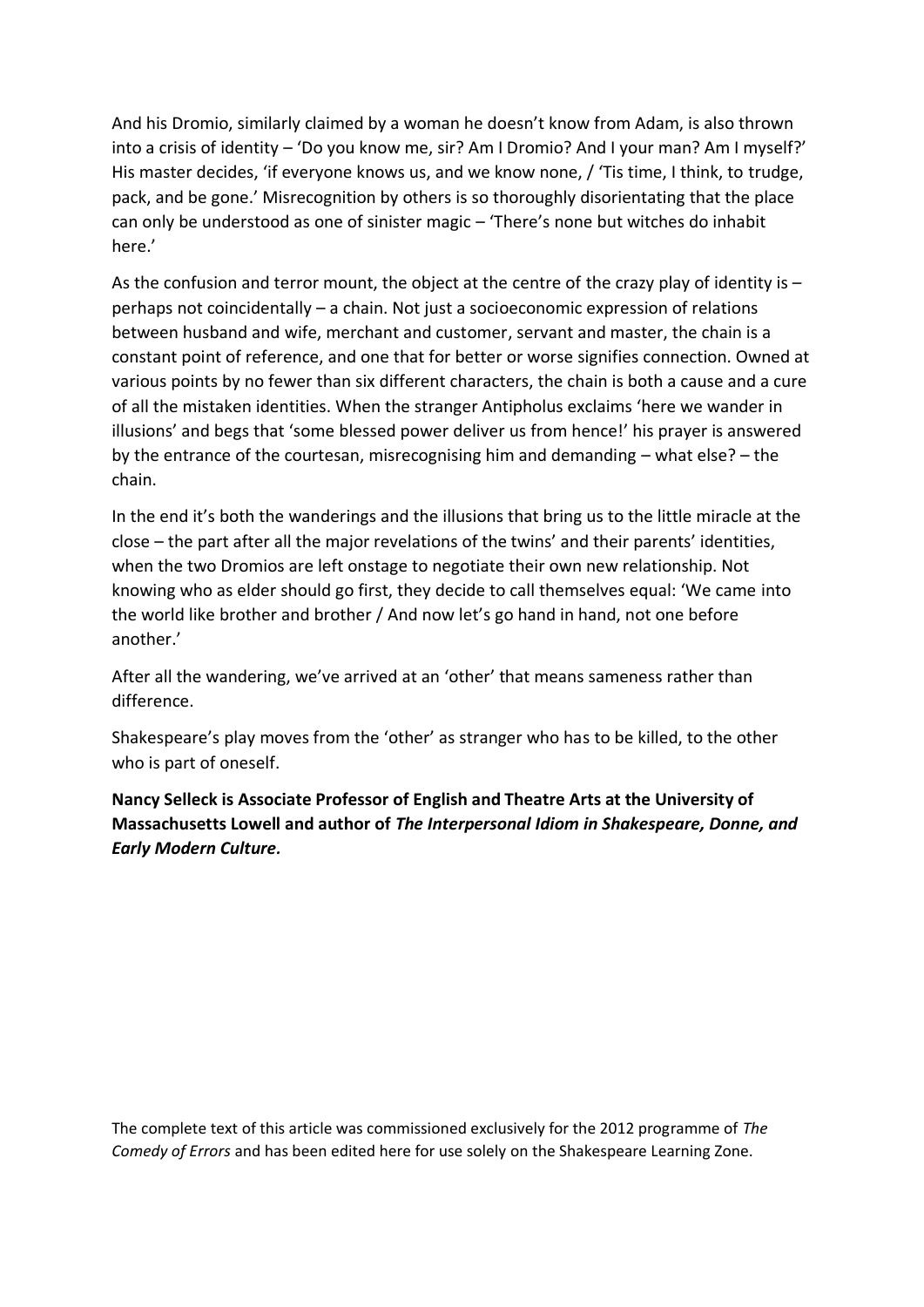And his Dromio, similarly claimed by a woman he doesn't know from Adam, is also thrown into a crisis of identity – 'Do you know me, sir? Am I Dromio? And I your man? Am I myself?' His master decides, 'if everyone knows us, and we know none, / 'Tis time, I think, to trudge, pack, and be gone.' Misrecognition by others is so thoroughly disorientating that the place can only be understood as one of sinister magic – 'There's none but witches do inhabit here.'

As the confusion and terror mount, the object at the centre of the crazy play of identity is – perhaps not coincidentally – a chain. Not just a socioeconomic expression of relations between husband and wife, merchant and customer, servant and master, the chain is a constant point of reference, and one that for better or worse signifies connection. Owned at various points by no fewer than six different characters, the chain is both a cause and a cure of all the mistaken identities. When the stranger Antipholus exclaims 'here we wander in illusions' and begs that 'some blessed power deliver us from hence!' his prayer is answered by the entrance of the courtesan, misrecognising him and demanding – what else? – the chain.

In the end it's both the wanderings and the illusions that bring us to the little miracle at the close – the part after all the major revelations of the twins' and their parents' identities, when the two Dromios are left onstage to negotiate their own new relationship. Not knowing who as elder should go first, they decide to call themselves equal: 'We came into the world like brother and brother / And now let's go hand in hand, not one before another.'

After all the wandering, we've arrived at an 'other' that means sameness rather than difference.

Shakespeare's play moves from the 'other' as stranger who has to be killed, to the other who is part of oneself.

**Nancy Selleck is Associate Professor of English and Theatre Arts at the University of Massachusetts Lowell and author of *The Interpersonal Idiom in Shakespeare, Donne, and Early Modern Culture.***

The complete text of this article was commissioned exclusively for the 2012 programme of *The Comedy of Errors* and has been edited here for use solely on the Shakespeare Learning Zone.